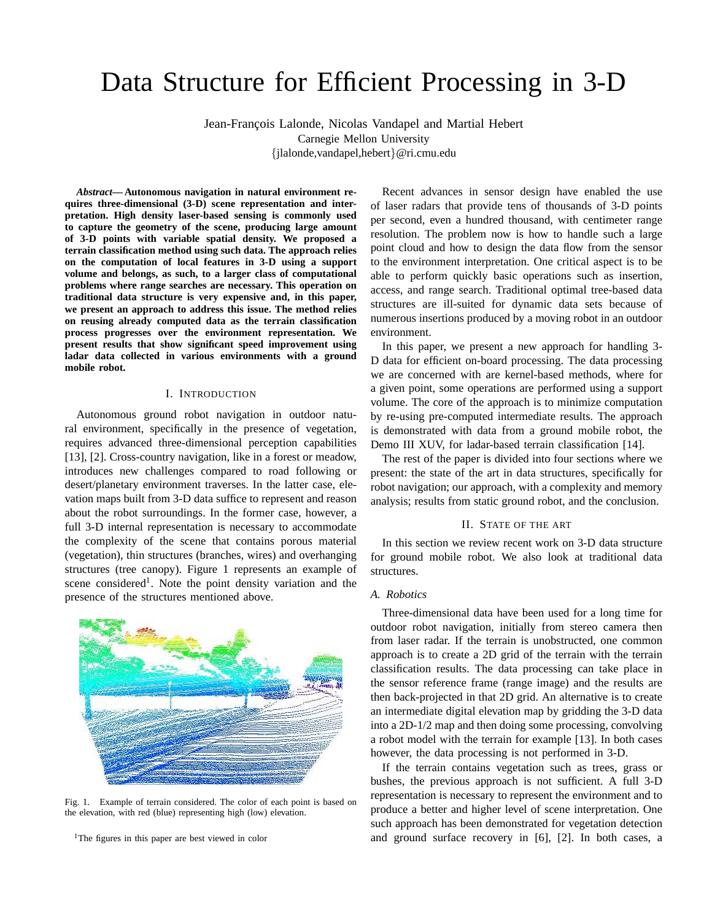# Data Structure for Efficient Processing in 3-D

Jean-François Lalonde, Nicolas Vandapel and Martial Hebert
Carnegie Mellon University
{jlalonde,vandapel,hebert}@ri.cmu.edu

***Abstract*— Autonomous navigation in natural environment requires three-dimensional (3-D) scene representation and interpretation. High density laser-based sensing is commonly used to capture the geometry of the scene, producing large amount of 3-D points with variable spatial density. We proposed a terrain classification method using such data. The approach relies on the computation of local features in 3-D using a support volume and belongs, as such, to a larger class of computational problems where range searches are necessary. This operation on traditional data structure is very expensive and, in this paper, we present an approach to address this issue. The method relies on reusing already computed data as the terrain classification process progresses over the environment representation. We present results that show significant speed improvement using ladar data collected in various environments with a ground mobile robot.**

## I. Introduction

Autonomous ground robot navigation in outdoor natural environment, specifically in the presence of vegetation, requires advanced three-dimensional perception capabilities [13], [2]. Cross-country navigation, like in a forest or meadow, introduces new challenges compared to road following or desert/planetary environment traverses. In the latter case, elevation maps built from 3-D data suffice to represent and reason about the robot surroundings. In the former case, however, a full 3-D internal representation is necessary to accommodate the complexity of the scene that contains porous material (vegetation), thin structures (branches, wires) and overhanging structures (tree canopy). Figure 1 represents an example of scene considered[1]. Note the point density variation and the presence of the structures mentioned above.

Fig. 1. Example of terrain considered. The color of each point is based on the elevation, with red (blue) representing high (low) elevation.

[1]The figures in this paper are best viewed in color

Recent advances in sensor design have enabled the use of laser radars that provide tens of thousands of 3-D points per second, even a hundred thousand, with centimeter range resolution. The problem now is how to handle such a large point cloud and how to design the data flow from the sensor to the environment interpretation. One critical aspect is to be able to perform quickly basic operations such as insertion, access, and range search. Traditional optimal tree-based data structures are ill-suited for dynamic data sets because of numerous insertions produced by a moving robot in an outdoor environment.

In this paper, we present a new approach for handling 3-D data for efficient on-board processing. The data processing we are concerned with are kernel-based methods, where for a given point, some operations are performed using a support volume. The core of the approach is to minimize computation by re-using pre-computed intermediate results. The approach is demonstrated with data from a ground mobile robot, the Demo III XUV, for ladar-based terrain classification [14].

The rest of the paper is divided into four sections where we present: the state of the art in data structures, specifically for robot navigation; our approach, with a complexity and memory analysis; results from static ground robot, and the conclusion.

## II. State of the Art

In this section we review recent work on 3-D data structure for ground mobile robot. We also look at traditional data structures.

### *A. Robotics*

Three-dimensional data have been used for a long time for outdoor robot navigation, initially from stereo camera then from laser radar. If the terrain is unobstructed, one common approach is to create a 2D grid of the terrain with the terrain classification results. The data processing can take place in the sensor reference frame (range image) and the results are then back-projected in that 2D grid. An alternative is to create an intermediate digital elevation map by gridding the 3-D data into a 2D-1/2 map and then doing some processing, convolving a robot model with the terrain for example [13]. In both cases however, the data processing is not performed in 3-D.

If the terrain contains vegetation such as trees, grass or bushes, the previous approach is not sufficient. A full 3-D representation is necessary to represent the environment and to produce a better and higher level of scene interpretation. One such approach has been demonstrated for vegetation detection and ground surface recovery in [6], [2]. In both cases, a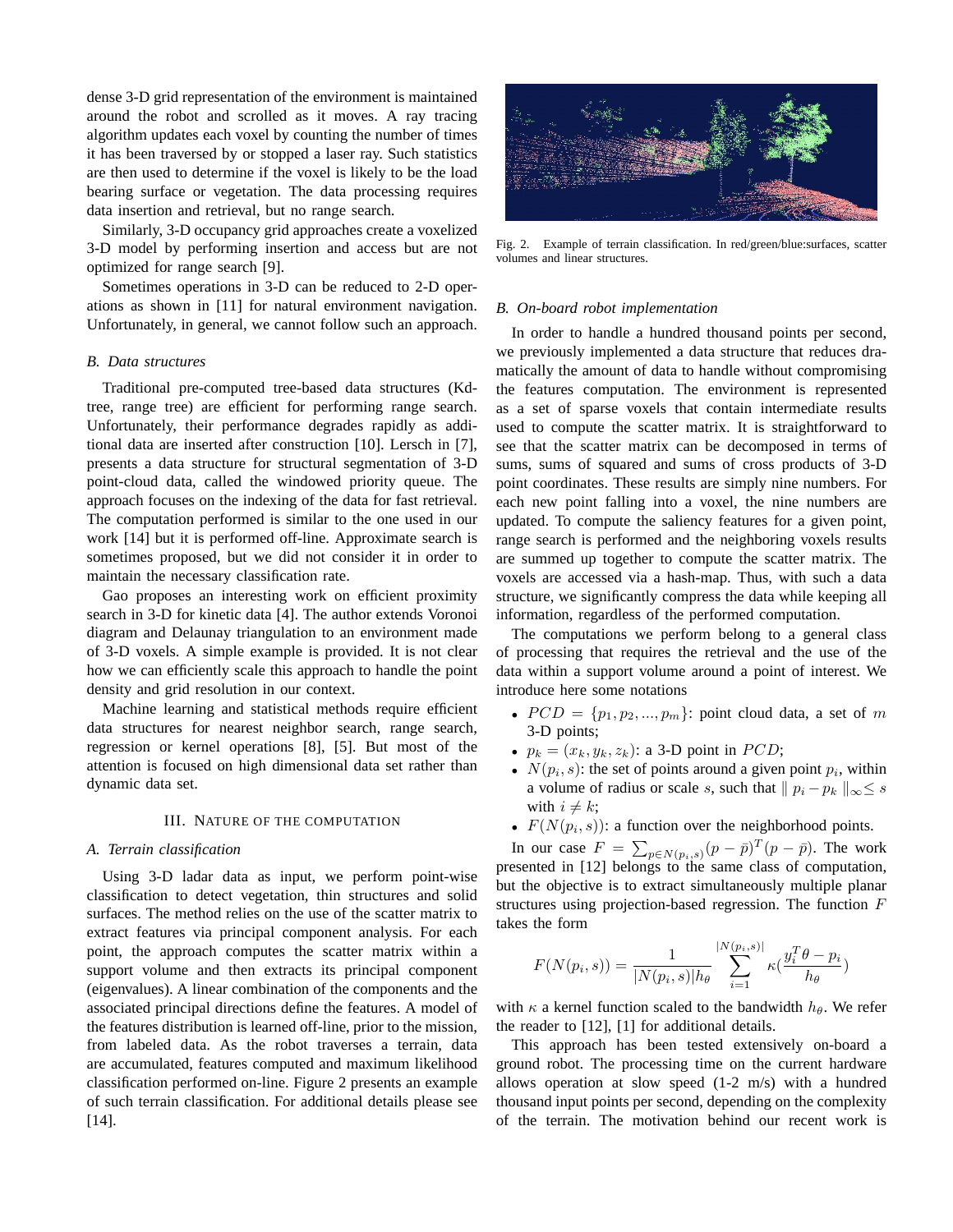dense 3-D grid representation of the environment is maintained around the robot and scrolled as it moves. A ray tracing algorithm updates each voxel by counting the number of times it has been traversed by or stopped a laser ray. Such statistics are then used to determine if the voxel is likely to be the load bearing surface or vegetation. The data processing requires data insertion and retrieval, but no range search.

Similarly, 3-D occupancy grid approaches create a voxelized 3-D model by performing insertion and access but are not optimized for range search [9].

Sometimes operations in 3-D can be reduced to 2-D operations as shown in [11] for natural environment navigation. Unfortunately, in general, we cannot follow such an approach.

### B. Data structures

Traditional pre-computed tree-based data structures (Kd-tree, range tree) are efficient for performing range search. Unfortunately, their performance degrades rapidly as additional data are inserted after construction [10]. Lersch in [7], presents a data structure for structural segmentation of 3-D point-cloud data, called the windowed priority queue. The approach focuses on the indexing of the data for fast retrieval. The computation performed is similar to the one used in our work [14] but it is performed off-line. Approximate search is sometimes proposed, but we did not consider it in order to maintain the necessary classification rate.

Gao proposes an interesting work on efficient proximity search in 3-D for kinetic data [4]. The author extends Voronoi diagram and Delaunay triangulation to an environment made of 3-D voxels. A simple example is provided. It is not clear how we can efficiently scale this approach to handle the point density and grid resolution in our context.

Machine learning and statistical methods require efficient data structures for nearest neighbor search, range search, regression or kernel operations [8], [5]. But most of the attention is focused on high dimensional data set rather than dynamic data set.

## III. Nature of the Computation

### A. Terrain classification

Using 3-D ladar data as input, we perform point-wise classification to detect vegetation, thin structures and solid surfaces. The method relies on the use of the scatter matrix to extract features via principal component analysis. For each point, the approach computes the scatter matrix within a support volume and then extracts its principal component (eigenvalues). A linear combination of the components and the associated principal directions define the features. A model of the features distribution is learned off-line, prior to the mission, from labeled data. As the robot traverses a terrain, data are accumulated, features computed and maximum likelihood classification performed on-line. Figure 2 presents an example of such terrain classification. For additional details please see [14].

Fig. 2. Example of terrain classification. In red/green/blue:surfaces, scatter volumes and linear structures.

### B. On-board robot implementation

In order to handle a hundred thousand points per second, we previously implemented a data structure that reduces dramatically the amount of data to handle without compromising the features computation. The environment is represented as a set of sparse voxels that contain intermediate results used to compute the scatter matrix. It is straightforward to see that the scatter matrix can be decomposed in terms of sums, sums of squared and sums of cross products of 3-D point coordinates. These results are simply nine numbers. For each new point falling into a voxel, the nine numbers are updated. To compute the saliency features for a given point, range search is performed and the neighboring voxels results are summed up together to compute the scatter matrix. The voxels are accessed via a hash-map. Thus, with such a data structure, we significantly compress the data while keeping all information, regardless of the performed computation.

The computations we perform belong to a general class of processing that requires the retrieval and the use of the data within a support volume around a point of interest. We introduce here some notations

- $PCD = \{p_1, p_2, ..., p_m\}$: point cloud data, a set of $m$ 3-D points;
- $p_k = (x_k, y_k, z_k)$: a 3-D point in $PCD$;
- $N(p_i, s)$: the set of points around a given point $p_i$, within a volume of radius or scale $s$, such that $\| p_i - p_k \|_\infty \leq s$ with $i \neq k$;
- $F(N(p_i, s))$: a function over the neighborhood points.

In our case $F = \sum_{p \in N(p_i,s)} (p - \bar{p})^T (p - \bar{p})$. The work presented in [12] belongs to the same class of computation, but the objective is to extract simultaneously multiple planar structures using projection-based regression. The function $F$ takes the form

$$F(N(p_i, s)) = \frac{1}{|N(p_i, s)| h_\theta} \sum_{i=1}^{|N(p_i,s)|} \kappa\left(\frac{y_i^T \theta - p_i}{h_\theta}\right)$$

with $\kappa$ a kernel function scaled to the bandwidth $h_\theta$. We refer the reader to [12], [1] for additional details.

This approach has been tested extensively on-board a ground robot. The processing time on the current hardware allows operation at slow speed (1-2 m/s) with a hundred thousand input points per second, depending on the complexity of the terrain. The motivation behind our recent work is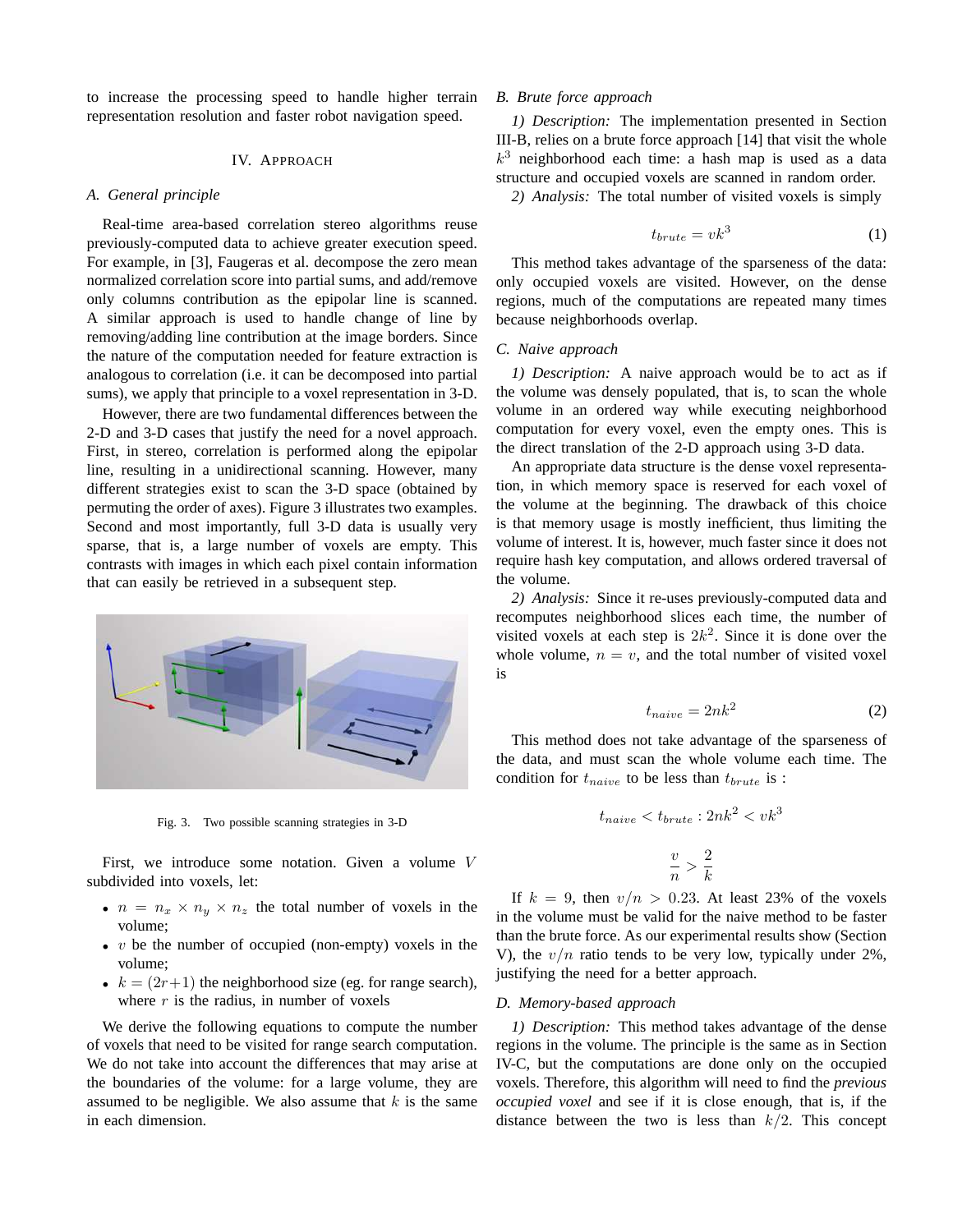to increase the processing speed to handle higher terrain representation resolution and faster robot navigation speed.

## IV. Approach

### A. General principle

Real-time area-based correlation stereo algorithms reuse previously-computed data to achieve greater execution speed. For example, in [3], Faugeras et al. decompose the zero mean normalized correlation score into partial sums, and add/remove only columns contribution as the epipolar line is scanned. A similar approach is used to handle change of line by removing/adding line contribution at the image borders. Since the nature of the computation needed for feature extraction is analogous to correlation (i.e. it can be decomposed into partial sums), we apply that principle to a voxel representation in 3-D.

However, there are two fundamental differences between the 2-D and 3-D cases that justify the need for a novel approach. First, in stereo, correlation is performed along the epipolar line, resulting in a unidirectional scanning. However, many different strategies exist to scan the 3-D space (obtained by permuting the order of axes). Figure 3 illustrates two examples. Second and most importantly, full 3-D data is usually very sparse, that is, a large number of voxels are empty. This contrasts with images in which each pixel contain information that can easily be retrieved in a subsequent step.

Fig. 3. Two possible scanning strategies in 3-D

First, we introduce some notation. Given a volume $V$ subdivided into voxels, let:

- $n = n_x \times n_y \times n_z$ the total number of voxels in the volume;
- $v$ be the number of occupied (non-empty) voxels in the volume;
- $k = (2r+1)$ the neighborhood size (eg. for range search), where $r$ is the radius, in number of voxels

We derive the following equations to compute the number of voxels that need to be visited for range search computation. We do not take into account the differences that may arise at the boundaries of the volume: for a large volume, they are assumed to be negligible. We also assume that $k$ is the same in each dimension.

### B. Brute force approach

*1) Description:* The implementation presented in Section III-B, relies on a brute force approach [14] that visit the whole $k^3$ neighborhood each time: a hash map is used as a data structure and occupied voxels are scanned in random order.

*2) Analysis:* The total number of visited voxels is simply

$$t_{brute} = vk^3 \tag{1}$$

This method takes advantage of the sparseness of the data: only occupied voxels are visited. However, on the dense regions, much of the computations are repeated many times because neighborhoods overlap.

### C. Naive approach

*1) Description:* A naive approach would be to act as if the volume was densely populated, that is, to scan the whole volume in an ordered way while executing neighborhood computation for every voxel, even the empty ones. This is the direct translation of the 2-D approach using 3-D data.

An appropriate data structure is the dense voxel representation, in which memory space is reserved for each voxel of the volume at the beginning. The drawback of this choice is that memory usage is mostly inefficient, thus limiting the volume of interest. It is, however, much faster since it does not require hash key computation, and allows ordered traversal of the volume.

*2) Analysis:* Since it re-uses previously-computed data and recomputes neighborhood slices each time, the number of visited voxels at each step is $2k^2$. Since it is done over the whole volume, $n = v$, and the total number of visited voxel is

$$t_{naive} = 2nk^2 \tag{2}$$

This method does not take advantage of the sparseness of the data, and must scan the whole volume each time. The condition for $t_{naive}$ to be less than $t_{brute}$ is :

$$t_{naive} < t_{brute} : 2nk^2 < vk^3$$

$$\frac{v}{n} > \frac{2}{k}$$

If $k = 9$, then $v/n > 0.23$. At least 23% of the voxels in the volume must be valid for the naive method to be faster than the brute force. As our experimental results show (Section V), the $v/n$ ratio tends to be very low, typically under 2%, justifying the need for a better approach.

### D. Memory-based approach

*1) Description:* This method takes advantage of the dense regions in the volume. The principle is the same as in Section IV-C, but the computations are done only on the occupied voxels. Therefore, this algorithm will need to find the *previous occupied voxel* and see if it is close enough, that is, if the distance between the two is less than $k/2$. This concept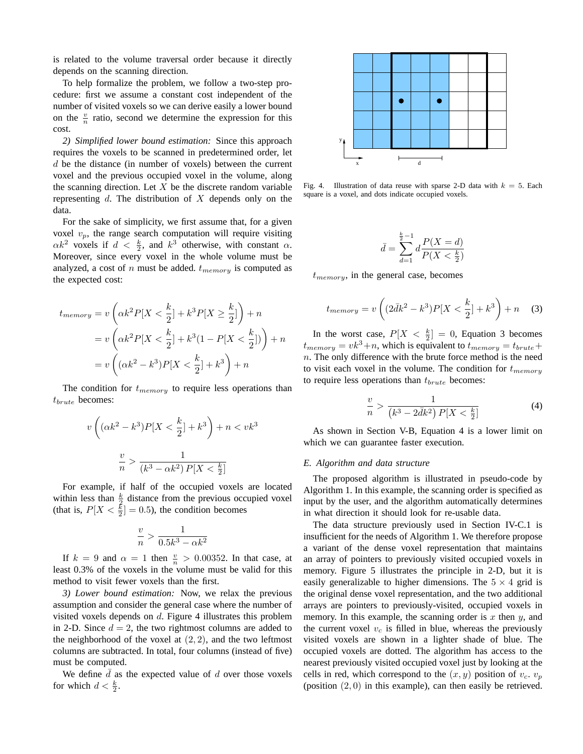is related to the volume traversal order because it directly depends on the scanning direction.

To help formalize the problem, we follow a two-step procedure: first we assume a constant cost independent of the number of visited voxels so we can derive easily a lower bound on the $\frac{v}{n}$ ratio, second we determine the expression for this cost.

*2) Simplified lower bound estimation:* Since this approach requires the voxels to be scanned in predetermined order, let $d$ be the distance (in number of voxels) between the current voxel and the previous occupied voxel in the volume, along the scanning direction. Let $X$ be the discrete random variable representing $d$. The distribution of $X$ depends only on the data.

For the sake of simplicity, we first assume that, for a given voxel $v_p$, the range search computation will require visiting $\alpha k^2$ voxels if $d < \frac{k}{2}$, and $k^3$ otherwise, with constant $\alpha$. Moreover, since every voxel in the whole volume must be analyzed, a cost of $n$ must be added. $t_{memory}$ is computed as the expected cost:

$$
\begin{aligned}
t_{memory} &= v\left(\alpha k^2 P[X < \frac{k}{2}] + k^3 P[X \geq \frac{k}{2}]\right) + n \\
&= v\left(\alpha k^2 P[X < \frac{k}{2}] + k^3 (1 - P[X < \frac{k}{2}])\right) + n \\
&= v\left((\alpha k^2 - k^3) P[X < \frac{k}{2}] + k^3\right) + n
\end{aligned}
$$

The condition for $t_{memory}$ to require less operations than $t_{brute}$ becomes:

$$
v\left((\alpha k^2 - k^3) P[X < \frac{k}{2}] + k^3\right) + n < v k^3
$$

$$
\frac{v}{n} > \frac{1}{(k^3 - \alpha k^2)\, P[X < \frac{k}{2}]}
$$

For example, if half of the occupied voxels are located within less than $\frac{k}{2}$ distance from the previous occupied voxel (that is, $P[X < \frac{k}{2}] = 0.5$), the condition becomes

$$
\frac{v}{n} > \frac{1}{0.5k^3 - \alpha k^2}
$$

If $k = 9$ and $\alpha = 1$ then $\frac{v}{n} > 0.00352$. In that case, at least 0.3% of the voxels in the volume must be valid for this method to visit fewer voxels than the first.

*3) Lower bound estimation:* Now, we relax the previous assumption and consider the general case where the number of visited voxels depends on $d$. Figure 4 illustrates this problem in 2-D. Since $d = 2$, the two rightmost columns are added to the neighborhood of the voxel at $(2, 2)$, and the two leftmost columns are subtracted. In total, four columns (instead of five) must be computed.

We define $\bar{d}$ as the expected value of $d$ over those voxels for which $d < \frac{k}{2}$.

Fig. 4. Illustration of data reuse with sparse 2-D data with $k = 5$. Each square is a voxel, and dots indicate occupied voxels.

$$
\bar{d} = \sum_{d=1}^{\frac{k}{2}-1} d \frac{P(X = d)}{P(X < \frac{k}{2})}
$$

$t_{memory}$, in the general case, becomes

$$
t_{memory} = v\left((2\bar{d}k^2 - k^3) P[X < \frac{k}{2}] + k^3\right) + n \quad (3)
$$

In the worst case, $P[X < \frac{k}{2}] = 0$, Equation 3 becomes $t_{memory} = vk^3 + n$, which is equivalent to $t_{memory} = t_{brute} + n$. The only difference with the brute force method is the need to visit each voxel in the volume. The condition for $t_{memory}$ to require less operations than $t_{brute}$ becomes:

$$
\frac{v}{n} > \frac{1}{\left(k^3 - 2\bar{d}k^2\right) P[X < \frac{k}{2}]} \quad (4)
$$

As shown in Section V-B, Equation 4 is a lower limit on which we can guarantee faster execution.

### *E. Algorithm and data structure*

The proposed algorithm is illustrated in pseudo-code by Algorithm 1. In this example, the scanning order is specified as input by the user, and the algorithm automatically determines in what direction it should look for re-usable data.

The data structure previously used in Section IV-C.1 is insufficient for the needs of Algorithm 1. We therefore propose a variant of the dense voxel representation that maintains an array of pointers to previously visited occupied voxels in memory. Figure 5 illustrates the principle in 2-D, but it is easily generalizable to higher dimensions. The $5 \times 4$ grid is the original dense voxel representation, and the two additional arrays are pointers to previously-visited, occupied voxels in memory. In this example, the scanning order is $x$ then $y$, and the current voxel $v_c$ is filled in blue, whereas the previously visited voxels are shown in a lighter shade of blue. The occupied voxels are dotted. The algorithm has access to the nearest previously visited occupied voxel just by looking at the cells in red, which correspond to the $(x, y)$ position of $v_c$. $v_p$ (position $(2, 0)$ in this example), can then easily be retrieved.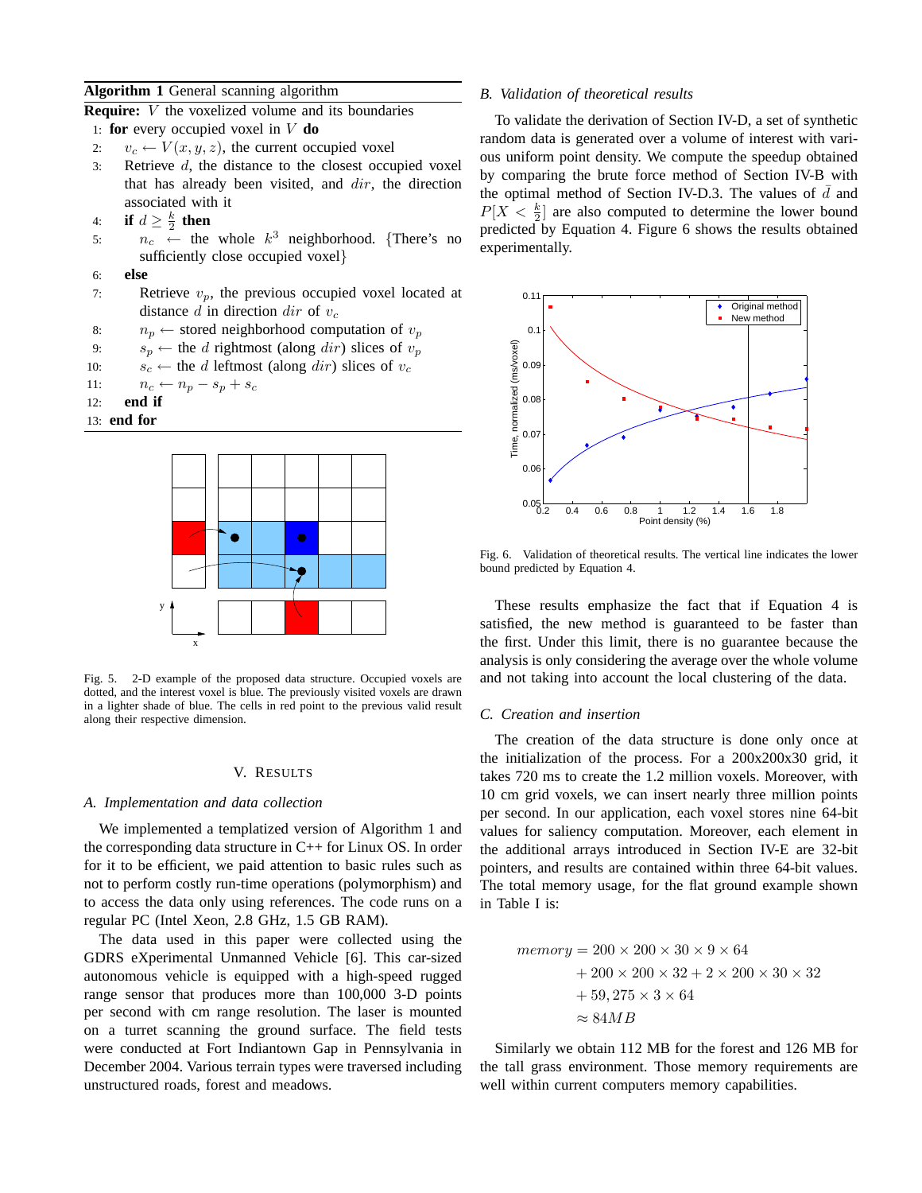**Algorithm 1** General scanning algorithm

**Require:** $V$ the voxelized volume and its boundaries

1: **for** every occupied voxel in $V$ **do**
2: $v_c \leftarrow V(x, y, z)$, the current occupied voxel
3: Retrieve $d$, the distance to the closest occupied voxel that has already been visited, and $dir$, the direction associated with it
4: **if** $d \geq \frac{k}{2}$ **then**
5: $n_c \leftarrow$ the whole $k^3$ neighborhood. {There's no sufficiently close occupied voxel}
6: **else**
7: Retrieve $v_p$, the previous occupied voxel located at distance $d$ in direction $dir$ of $v_c$
8: $n_p \leftarrow$ stored neighborhood computation of $v_p$
9: $s_p \leftarrow$ the $d$ rightmost (along $dir$) slices of $v_p$
10: $s_c \leftarrow$ the $d$ leftmost (along $dir$) slices of $v_c$
11: $n_c \leftarrow n_p - s_p + s_c$
12: **end if**
13: **end for**

Fig. 5. 2-D example of the proposed data structure. Occupied voxels are dotted, and the interest voxel is blue. The previously visited voxels are drawn in a lighter shade of blue. The cells in red point to the previous valid result along their respective dimension.

## V. RESULTS

### A. Implementation and data collection

We implemented a templatized version of Algorithm 1 and the corresponding data structure in C++ for Linux OS. In order for it to be efficient, we paid attention to basic rules such as not to perform costly run-time operations (polymorphism) and to access the data only using references. The code runs on a regular PC (Intel Xeon, 2.8 GHz, 1.5 GB RAM).

The data used in this paper were collected using the GDRS eXperimental Unmanned Vehicle [6]. This car-sized autonomous vehicle is equipped with a high-speed rugged range sensor that produces more than 100,000 3-D points per second with cm range resolution. The laser is mounted on a turret scanning the ground surface. The field tests were conducted at Fort Indiantown Gap in Pennsylvania in December 2004. Various terrain types were traversed including unstructured roads, forest and meadows.

### B. Validation of theoretical results

To validate the derivation of Section IV-D, a set of synthetic random data is generated over a volume of interest with various uniform point density. We compute the speedup obtained by comparing the brute force method of Section IV-B with the optimal method of Section IV-D.3. The values of $\bar{d}$ and $P[X < \frac{k}{2}]$ are also computed to determine the lower bound predicted by Equation 4. Figure 6 shows the results obtained experimentally.

Fig. 6. Validation of theoretical results. The vertical line indicates the lower bound predicted by Equation 4.

These results emphasize the fact that if Equation 4 is satisfied, the new method is guaranteed to be faster than the first. Under this limit, there is no guarantee because the analysis is only considering the average over the whole volume and not taking into account the local clustering of the data.

### C. Creation and insertion

The creation of the data structure is done only once at the initialization of the process. For a 200x200x30 grid, it takes 720 ms to create the 1.2 million voxels. Moreover, with 10 cm grid voxels, we can insert nearly three million points per second. In our application, each voxel stores nine 64-bit values for saliency computation. Moreover, each element in the additional arrays introduced in Section IV-E are 32-bit pointers, and results are contained within three 64-bit values. The total memory usage, for the flat ground example shown in Table I is:

$$
\begin{aligned}
memory &= 200 \times 200 \times 30 \times 9 \times 64 \\
&+ 200 \times 200 \times 32 + 2 \times 200 \times 30 \times 32 \\
&+ 59,275 \times 3 \times 64 \\
&\approx 84MB
\end{aligned}
$$

Similarly we obtain 112 MB for the forest and 126 MB for the tall grass environment. Those memory requirements are well within current computers memory capabilities.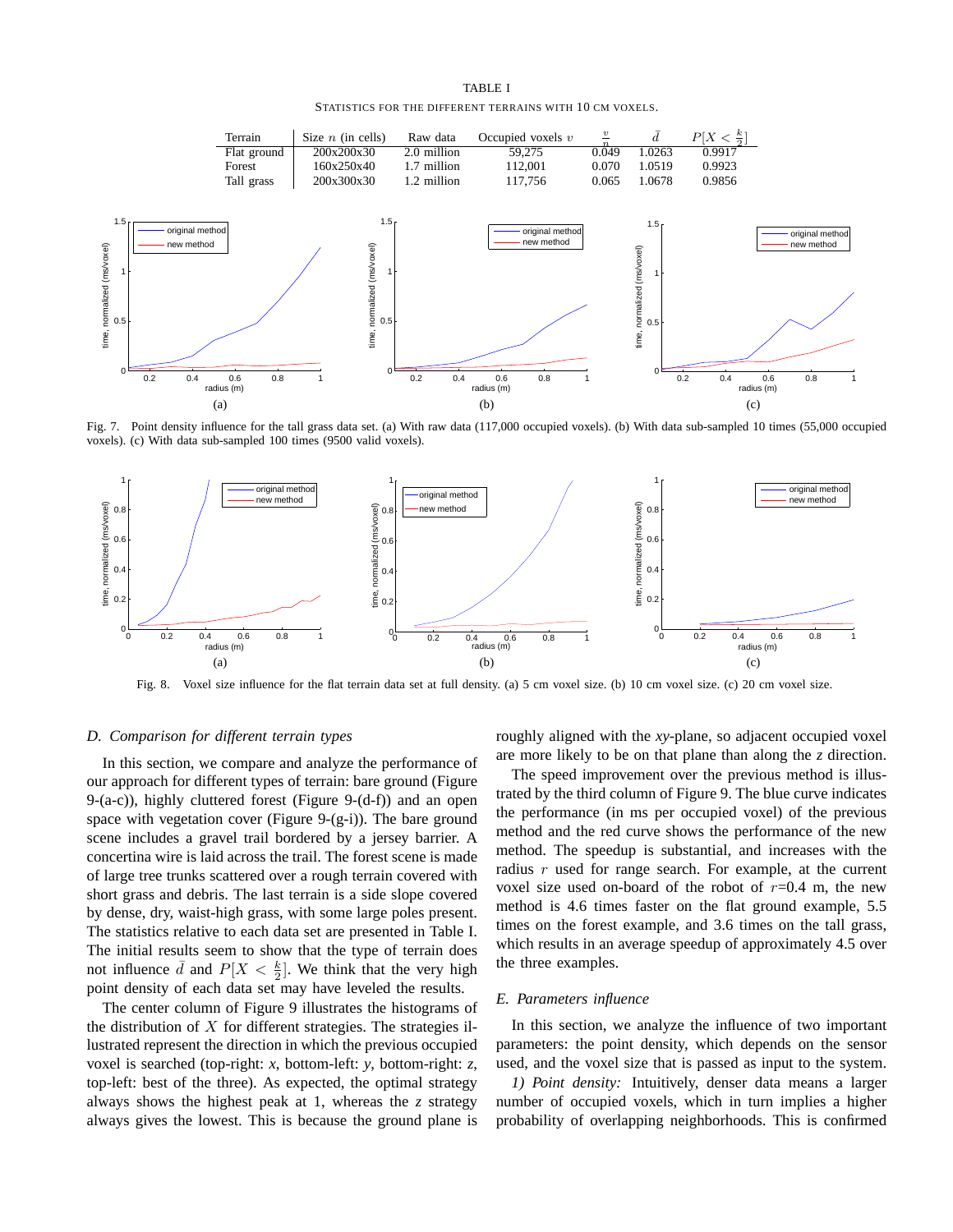TABLE I

STATISTICS FOR THE DIFFERENT TERRAINS WITH 10 CM VOXELS.

| Terrain | Size $n$ (in cells) | Raw data | Occupied voxels $v$ | $\frac{v}{n}$ | $\bar{d}$ | $P[X < \frac{k}{2}]$ |
|---|---|---|---|---|---|---|
| Flat ground | 200x200x30 | 2.0 million | 59,275 | 0.049 | 1.0263 | 0.9917 |
| Forest | 160x250x40 | 1.7 million | 112,001 | 0.070 | 1.0519 | 0.9923 |
| Tall grass | 200x300x30 | 1.2 million | 117,756 | 0.065 | 1.0678 | 0.9856 |

Fig. 7. Point density influence for the tall grass data set. (a) With raw data (117,000 occupied voxels). (b) With data sub-sampled 10 times (55,000 occupied voxels). (c) With data sub-sampled 100 times (9500 valid voxels).

Fig. 8. Voxel size influence for the flat terrain data set at full density. (a) 5 cm voxel size. (b) 10 cm voxel size. (c) 20 cm voxel size.

### *D. Comparison for different terrain types*

In this section, we compare and analyze the performance of our approach for different types of terrain: bare ground (Figure 9-(a-c)), highly cluttered forest (Figure 9-(d-f)) and an open space with vegetation cover (Figure 9-(g-i)). The bare ground scene includes a gravel trail bordered by a jersey barrier. A concertina wire is laid across the trail. The forest scene is made of large tree trunks scattered over a rough terrain covered with short grass and debris. The last terrain is a side slope covered by dense, dry, waist-high grass, with some large poles present. The statistics relative to each data set are presented in Table I. The initial results seem to show that the type of terrain does not influence $\bar{d}$ and $P[X < \frac{k}{2}]$. We think that the very high point density of each data set may have leveled the results.

The center column of Figure 9 illustrates the histograms of the distribution of $X$ for different strategies. The strategies illustrated represent the direction in which the previous occupied voxel is searched (top-right: *x*, bottom-left: *y*, bottom-right: *z*, top-left: best of the three). As expected, the optimal strategy always shows the highest peak at 1, whereas the *z* strategy always gives the lowest. This is because the ground plane is roughly aligned with the *xy*-plane, so adjacent occupied voxel are more likely to be on that plane than along the *z* direction.

The speed improvement over the previous method is illustrated by the third column of Figure 9. The blue curve indicates the performance (in ms per occupied voxel) of the previous method and the red curve shows the performance of the new method. The speedup is substantial, and increases with the radius $r$ used for range search. For example, at the current voxel size used on-board of the robot of $r$=0.4 m, the new method is 4.6 times faster on the flat ground example, 5.5 times on the forest example, and 3.6 times on the tall grass, which results in an average speedup of approximately 4.5 over the three examples.

### *E. Parameters influence*

In this section, we analyze the influence of two important parameters: the point density, which depends on the sensor used, and the voxel size that is passed as input to the system.

*1) Point density:* Intuitively, denser data means a larger number of occupied voxels, which in turn implies a higher probability of overlapping neighborhoods. This is confirmed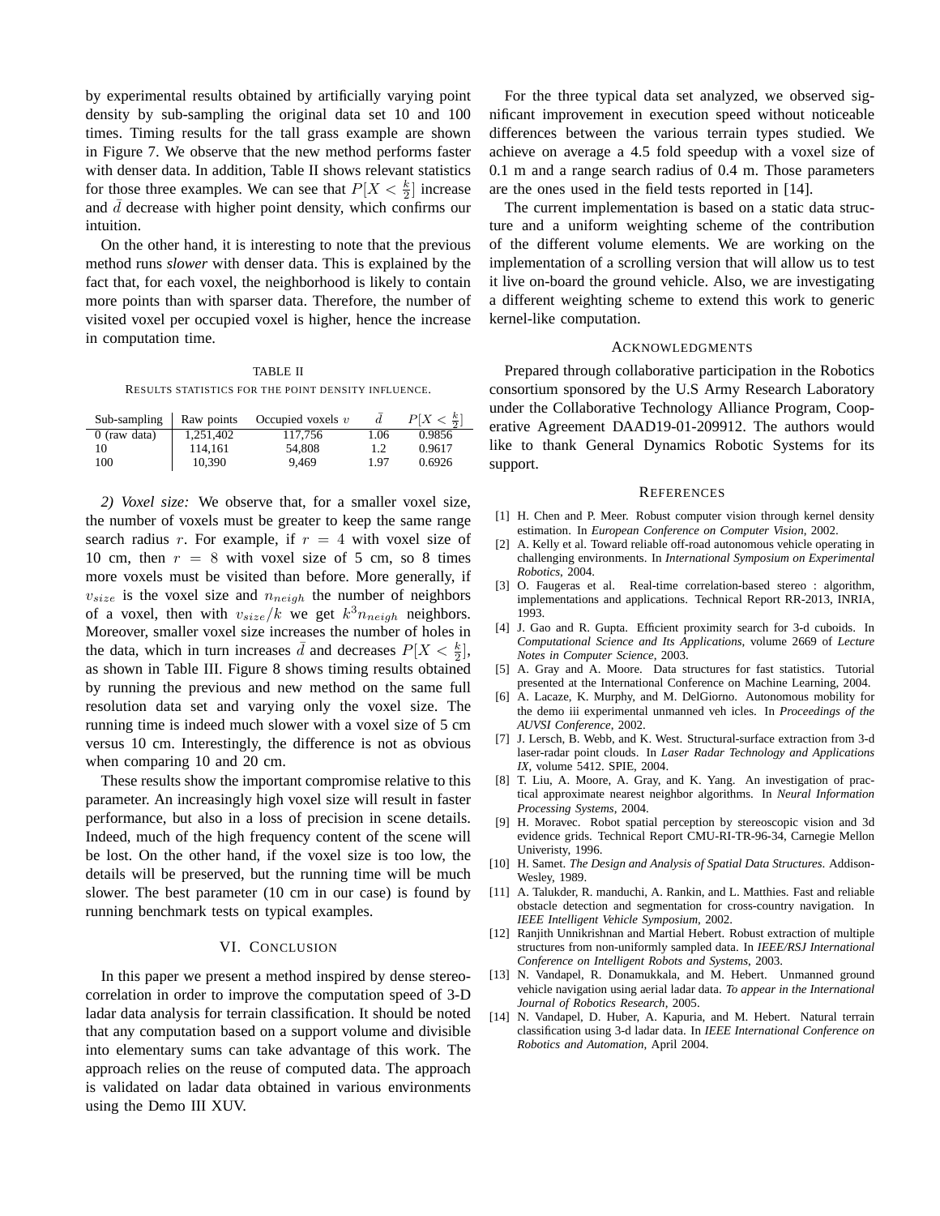by experimental results obtained by artificially varying point density by sub-sampling the original data set 10 and 100 times. Timing results for the tall grass example are shown in Figure 7. We observe that the new method performs faster with denser data. In addition, Table II shows relevant statistics for those three examples. We can see that $P[X < \frac{k}{2}]$ increase and $\bar{d}$ decrease with higher point density, which confirms our intuition.

On the other hand, it is interesting to note that the previous method runs *slower* with denser data. This is explained by the fact that, for each voxel, the neighborhood is likely to contain more points than with sparser data. Therefore, the number of visited voxel per occupied voxel is higher, hence the increase in computation time.

TABLE II

RESULTS STATISTICS FOR THE POINT DENSITY INFLUENCE.

| Sub-sampling | Raw points | Occupied voxels $v$ | $\bar{d}$ | $P[X < \frac{k}{2}]$ |
|---|---|---|---|---|
| 0 (raw data) | 1,251,402 | 117,756 | 1.06 | 0.9856 |
| 10 | 114,161 | 54,808 | 1.2 | 0.9617 |
| 100 | 10,390 | 9,469 | 1.97 | 0.6926 |

*2) Voxel size:* We observe that, for a smaller voxel size, the number of voxels must be greater to keep the same range search radius $r$. For example, if $r = 4$ with voxel size of 10 cm, then $r = 8$ with voxel size of 5 cm, so 8 times more voxels must be visited than before. More generally, if $v_{size}$ is the voxel size and $n_{neigh}$ the number of neighbors of a voxel, then with $v_{size}/k$ we get $k^3 n_{neigh}$ neighbors. Moreover, smaller voxel size increases the number of holes in the data, which in turn increases $\bar{d}$ and decreases $P[X < \frac{k}{2}]$, as shown in Table III. Figure 8 shows timing results obtained by running the previous and new method on the same full resolution data set and varying only the voxel size. The running time is indeed much slower with a voxel size of 5 cm versus 10 cm. Interestingly, the difference is not as obvious when comparing 10 and 20 cm.

These results show the important compromise relative to this parameter. An increasingly high voxel size will result in faster performance, but also in a loss of precision in scene details. Indeed, much of the high frequency content of the scene will be lost. On the other hand, if the voxel size is too low, the details will be preserved, but the running time will be much slower. The best parameter (10 cm in our case) is found by running benchmark tests on typical examples.

## VI. CONCLUSION

In this paper we present a method inspired by dense stereo-correlation in order to improve the computation speed of 3-D ladar data analysis for terrain classification. It should be noted that any computation based on a support volume and divisible into elementary sums can take advantage of this work. The approach relies on the reuse of computed data. The approach is validated on ladar data obtained in various environments using the Demo III XUV.

For the three typical data set analyzed, we observed significant improvement in execution speed without noticeable differences between the various terrain types studied. We achieve on average a 4.5 fold speedup with a voxel size of 0.1 m and a range search radius of 0.4 m. Those parameters are the ones used in the field tests reported in [14].

The current implementation is based on a static data structure and a uniform weighting scheme of the contribution of the different volume elements. We are working on the implementation of a scrolling version that will allow us to test it live on-board the ground vehicle. Also, we are investigating a different weighting scheme to extend this work to generic kernel-like computation.

## ACKNOWLEDGMENTS

Prepared through collaborative participation in the Robotics consortium sponsored by the U.S Army Research Laboratory under the Collaborative Technology Alliance Program, Cooperative Agreement DAAD19-01-209912. The authors would like to thank General Dynamics Robotic Systems for its support.

## REFERENCES

[1] H. Chen and P. Meer. Robust computer vision through kernel density estimation. In *European Conference on Computer Vision*, 2002.

[2] A. Kelly et al. Toward reliable off-road autonomous vehicle operating in challenging environments. In *International Symposium on Experimental Robotics*, 2004.

[3] O. Faugeras et al. Real-time correlation-based stereo : algorithm, implementations and applications. Technical Report RR-2013, INRIA, 1993.

[4] J. Gao and R. Gupta. Efficient proximity search for 3-d cuboids. In *Computational Science and Its Applications*, volume 2669 of *Lecture Notes in Computer Science*, 2003.

[5] A. Gray and A. Moore. Data structures for fast statistics. Tutorial presented at the International Conference on Machine Learning, 2004.

[6] A. Lacaze, K. Murphy, and M. DelGiorno. Autonomous mobility for the demo iii experimental unmanned veh icles. In *Proceedings of the AUVSI Conference*, 2002.

[7] J. Lersch, B. Webb, and K. West. Structural-surface extraction from 3-d laser-radar point clouds. In *Laser Radar Technology and Applications IX*, volume 5412. SPIE, 2004.

[8] T. Liu, A. Moore, A. Gray, and K. Yang. An investigation of practical approximate nearest neighbor algorithms. In *Neural Information Processing Systems*, 2004.

[9] H. Moravec. Robot spatial perception by stereoscopic vision and 3d evidence grids. Technical Report CMU-RI-TR-96-34, Carnegie Mellon Univeristy, 1996.

[10] H. Samet. *The Design and Analysis of Spatial Data Structures*. Addison-Wesley, 1989.

[11] A. Talukder, R. manduchi, A. Rankin, and L. Matthies. Fast and reliable obstacle detection and segmentation for cross-country navigation. In *IEEE Intelligent Vehicle Symposium*, 2002.

[12] Ranjith Unnikrishnan and Martial Hebert. Robust extraction of multiple structures from non-uniformly sampled data. In *IEEE/RSJ International Conference on Intelligent Robots and Systems*, 2003.

[13] N. Vandapel, R. Donamukkala, and M. Hebert. Unmanned ground vehicle navigation using aerial ladar data. *To appear in the International Journal of Robotics Research*, 2005.

[14] N. Vandapel, D. Huber, A. Kapuria, and M. Hebert. Natural terrain classification using 3-d ladar data. In *IEEE International Conference on Robotics and Automation*, April 2004.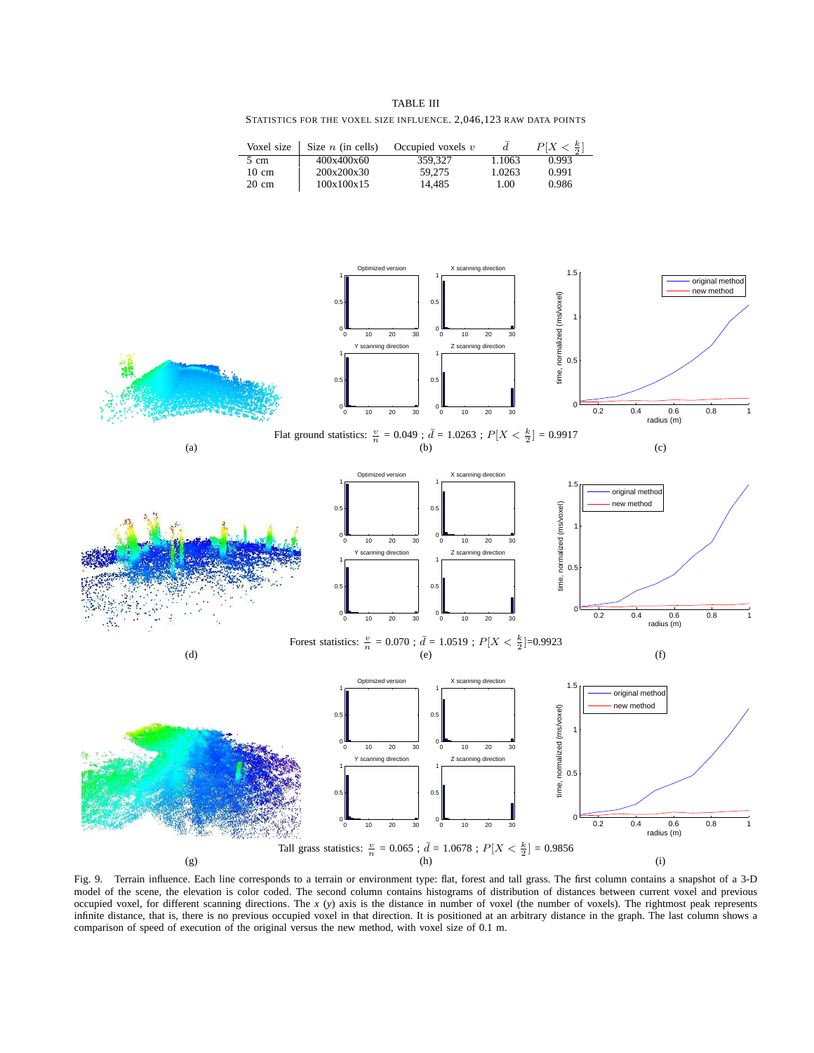TABLE III

STATISTICS FOR THE VOXEL SIZE INFLUENCE. 2,046,123 RAW DATA POINTS

| Voxel size | Size $n$ (in cells) | Occupied voxels $v$ | $\bar{d}$ | $P[X < \frac{k}{2}]$ |
|---|---|---|---|---|
| 5 cm | 400x400x60 | 359,327 | 1.1063 | 0.993 |
| 10 cm | 200x200x30 | 59,275 | 1.0263 | 0.991 |
| 20 cm | 100x100x15 | 14,485 | 1.00 | 0.986 |

Optimized version
X scanning direction
Y scanning direction
Z scanning direction
original method
new method
time, normalized (ms/voxel)
radius (m)

Flat ground statistics: $\frac{v}{n}$ = 0.049 ; $\bar{d}$ = 1.0263 ; $P[X < \frac{k}{2}]$ = 0.9917

(a) (b) (c)

Forest statistics: $\frac{v}{n}$ = 0.070 ; $\bar{d}$ = 1.0519 ; $P[X < \frac{k}{2}]$=0.9923

(d) (e) (f)

Tall grass statistics: $\frac{v}{n}$ = 0.065 ; $\bar{d}$ = 1.0678 ; $P[X < \frac{k}{2}]$ = 0.9856

(g) (h) (i)

Fig. 9. Terrain influence. Each line corresponds to a terrain or environment type: flat, forest and tall grass. The first column contains a snapshot of a 3-D model of the scene, the elevation is color coded. The second column contains histograms of distribution of distances between current voxel and previous occupied voxel, for different scanning directions. The *x* (*y*) axis is the distance in number of voxel (the number of voxels). The rightmost peak represents infinite distance, that is, there is no previous occupied voxel in that direction. It is positioned at an arbitrary distance in the graph. The last column shows a comparison of speed of execution of the original versus the new method, with voxel size of 0.1 m.